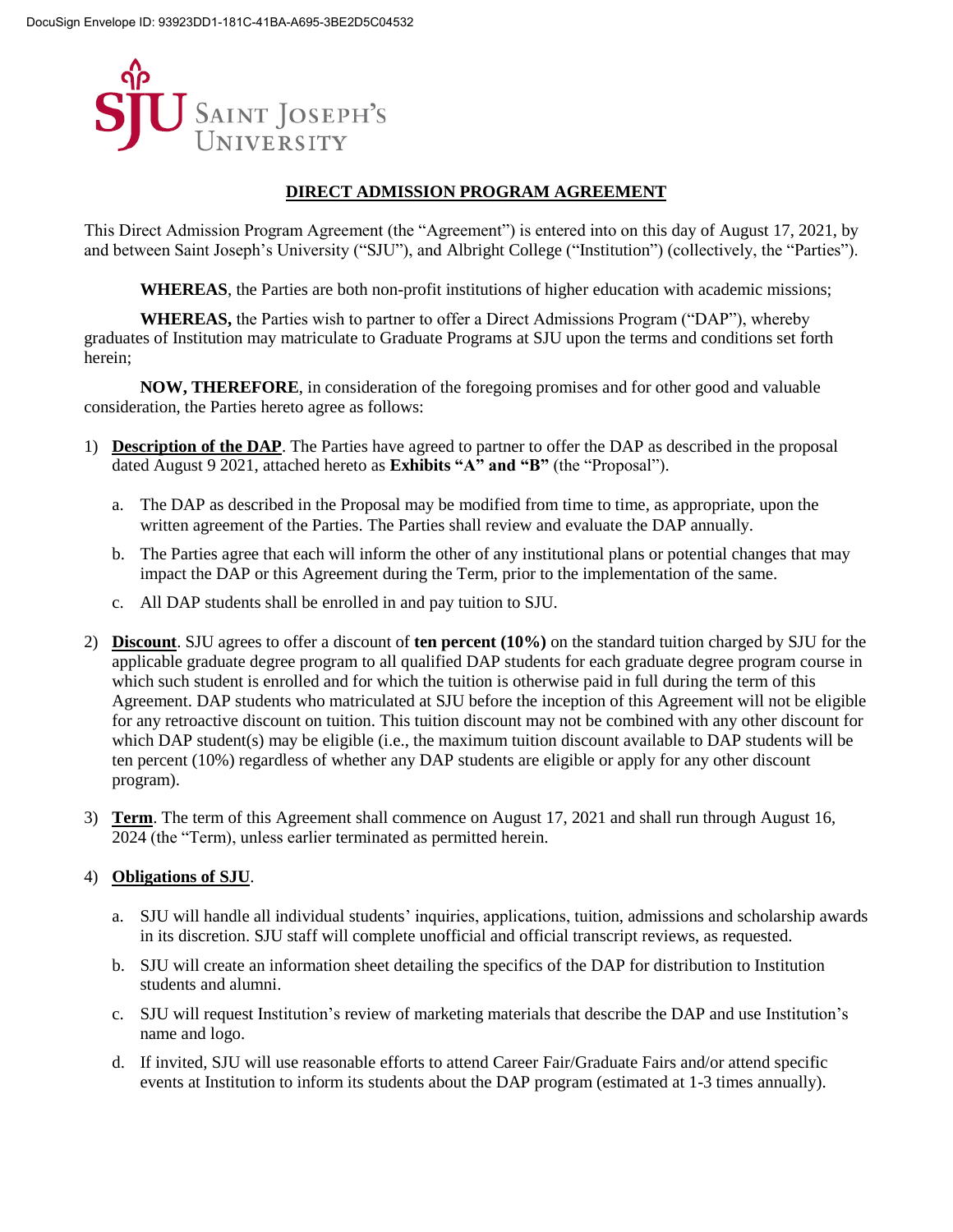DocuSign Envelope ID: 93923DD1-181C-41BA-A695-3BE2D5C04532

SJU SAINT JOSEPH'S UNIVERSITY

# DIRECT ADMISSION PROGRAM AGREEMENT

This Direct Admission Program Agreement (the "Agreement") is entered into on this day of August 17, 2021, by and between Saint Joseph's University ("SJU"), and Albright College ("Institution") (collectively, the "Parties").

**WHEREAS**, the Parties are both non-profit institutions of higher education with academic missions;

**WHEREAS,** the Parties wish to partner to offer a Direct Admissions Program ("DAP"), whereby graduates of Institution may matriculate to Graduate Programs at SJU upon the terms and conditions set forth herein;

**NOW, THEREFORE**, in consideration of the foregoing promises and for other good and valuable consideration, the Parties hereto agree as follows:

1) **Description of the DAP**. The Parties have agreed to partner to offer the DAP as described in the proposal dated August 9 2021, attached hereto as **Exhibits "A" and "B"** (the "Proposal").

   a. The DAP as described in the Proposal may be modified from time to time, as appropriate, upon the written agreement of the Parties. The Parties shall review and evaluate the DAP annually.

   b. The Parties agree that each will inform the other of any institutional plans or potential changes that may impact the DAP or this Agreement during the Term, prior to the implementation of the same.

   c. All DAP students shall be enrolled in and pay tuition to SJU.

2) **Discount**. SJU agrees to offer a discount of **ten percent (10%)** on the standard tuition charged by SJU for the applicable graduate degree program to all qualified DAP students for each graduate degree program course in which such student is enrolled and for which the tuition is otherwise paid in full during the term of this Agreement. DAP students who matriculated at SJU before the inception of this Agreement will not be eligible for any retroactive discount on tuition. This tuition discount may not be combined with any other discount for which DAP student(s) may be eligible (i.e., the maximum tuition discount available to DAP students will be ten percent (10%) regardless of whether any DAP students are eligible or apply for any other discount program).

3) **Term**. The term of this Agreement shall commence on August 17, 2021 and shall run through August 16, 2024 (the "Term), unless earlier terminated as permitted herein.

4) **Obligations of SJU**.

   a. SJU will handle all individual students' inquiries, applications, tuition, admissions and scholarship awards in its discretion. SJU staff will complete unofficial and official transcript reviews, as requested.

   b. SJU will create an information sheet detailing the specifics of the DAP for distribution to Institution students and alumni.

   c. SJU will request Institution's review of marketing materials that describe the DAP and use Institution's name and logo.

   d. If invited, SJU will use reasonable efforts to attend Career Fair/Graduate Fairs and/or attend specific events at Institution to inform its students about the DAP program (estimated at 1-3 times annually).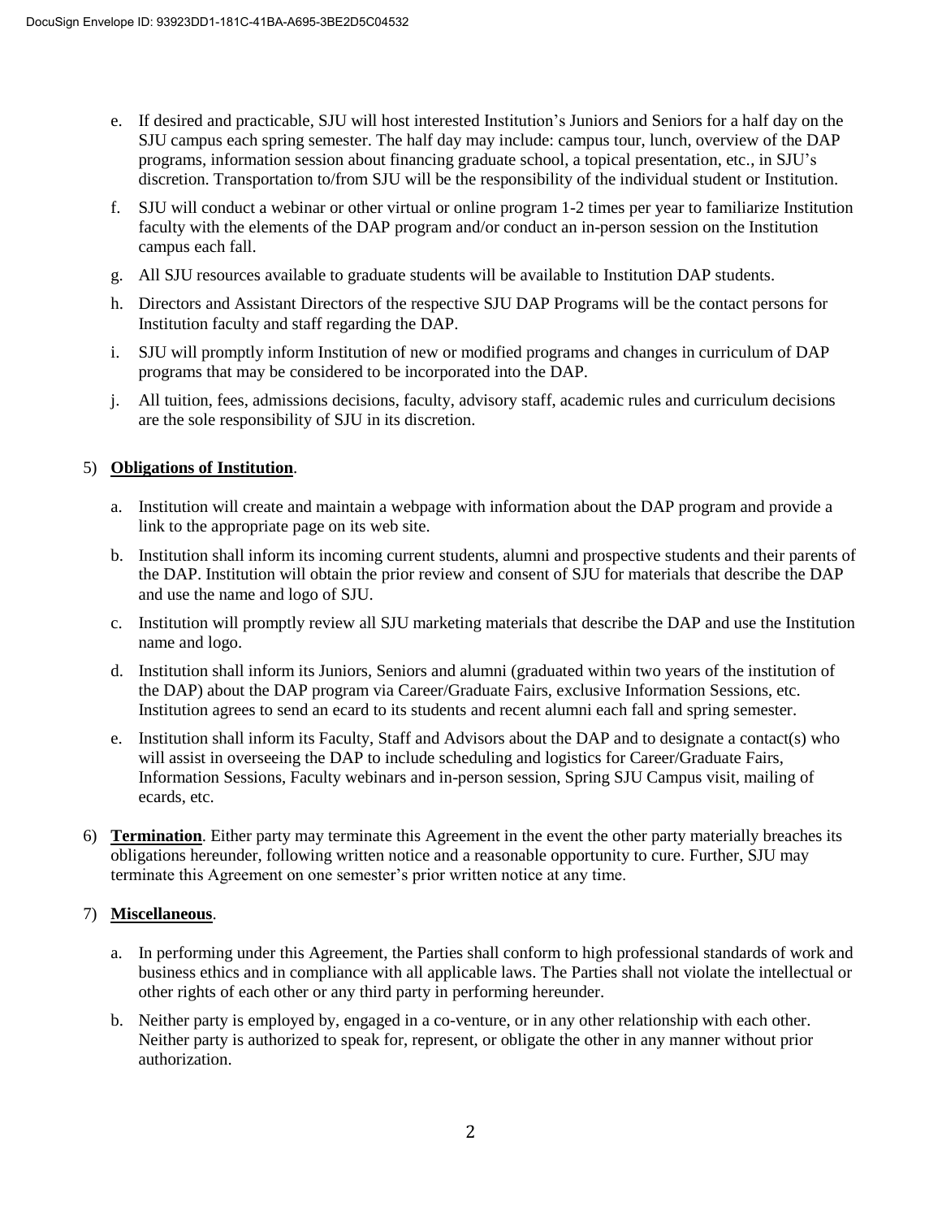e. If desired and practicable, SJU will host interested Institution's Juniors and Seniors for a half day on the SJU campus each spring semester. The half day may include: campus tour, lunch, overview of the DAP programs, information session about financing graduate school, a topical presentation, etc., in SJU's discretion. Transportation to/from SJU will be the responsibility of the individual student or Institution.

f. SJU will conduct a webinar or other virtual or online program 1-2 times per year to familiarize Institution faculty with the elements of the DAP program and/or conduct an in-person session on the Institution campus each fall.

g. All SJU resources available to graduate students will be available to Institution DAP students.

h. Directors and Assistant Directors of the respective SJU DAP Programs will be the contact persons for Institution faculty and staff regarding the DAP.

i. SJU will promptly inform Institution of new or modified programs and changes in curriculum of DAP programs that may be considered to be incorporated into the DAP.

j. All tuition, fees, admissions decisions, faculty, advisory staff, academic rules and curriculum decisions are the sole responsibility of SJU in its discretion.

5) **Obligations of Institution**.

a. Institution will create and maintain a webpage with information about the DAP program and provide a link to the appropriate page on its web site.

b. Institution shall inform its incoming current students, alumni and prospective students and their parents of the DAP. Institution will obtain the prior review and consent of SJU for materials that describe the DAP and use the name and logo of SJU.

c. Institution will promptly review all SJU marketing materials that describe the DAP and use the Institution name and logo.

d. Institution shall inform its Juniors, Seniors and alumni (graduated within two years of the institution of the DAP) about the DAP program via Career/Graduate Fairs, exclusive Information Sessions, etc. Institution agrees to send an ecard to its students and recent alumni each fall and spring semester.

e. Institution shall inform its Faculty, Staff and Advisors about the DAP and to designate a contact(s) who will assist in overseeing the DAP to include scheduling and logistics for Career/Graduate Fairs, Information Sessions, Faculty webinars and in-person session, Spring SJU Campus visit, mailing of ecards, etc.

6) **Termination**. Either party may terminate this Agreement in the event the other party materially breaches its obligations hereunder, following written notice and a reasonable opportunity to cure. Further, SJU may terminate this Agreement on one semester's prior written notice at any time.

7) **Miscellaneous**.

a. In performing under this Agreement, the Parties shall conform to high professional standards of work and business ethics and in compliance with all applicable laws. The Parties shall not violate the intellectual or other rights of each other or any third party in performing hereunder.

b. Neither party is employed by, engaged in a co-venture, or in any other relationship with each other. Neither party is authorized to speak for, represent, or obligate the other in any manner without prior authorization.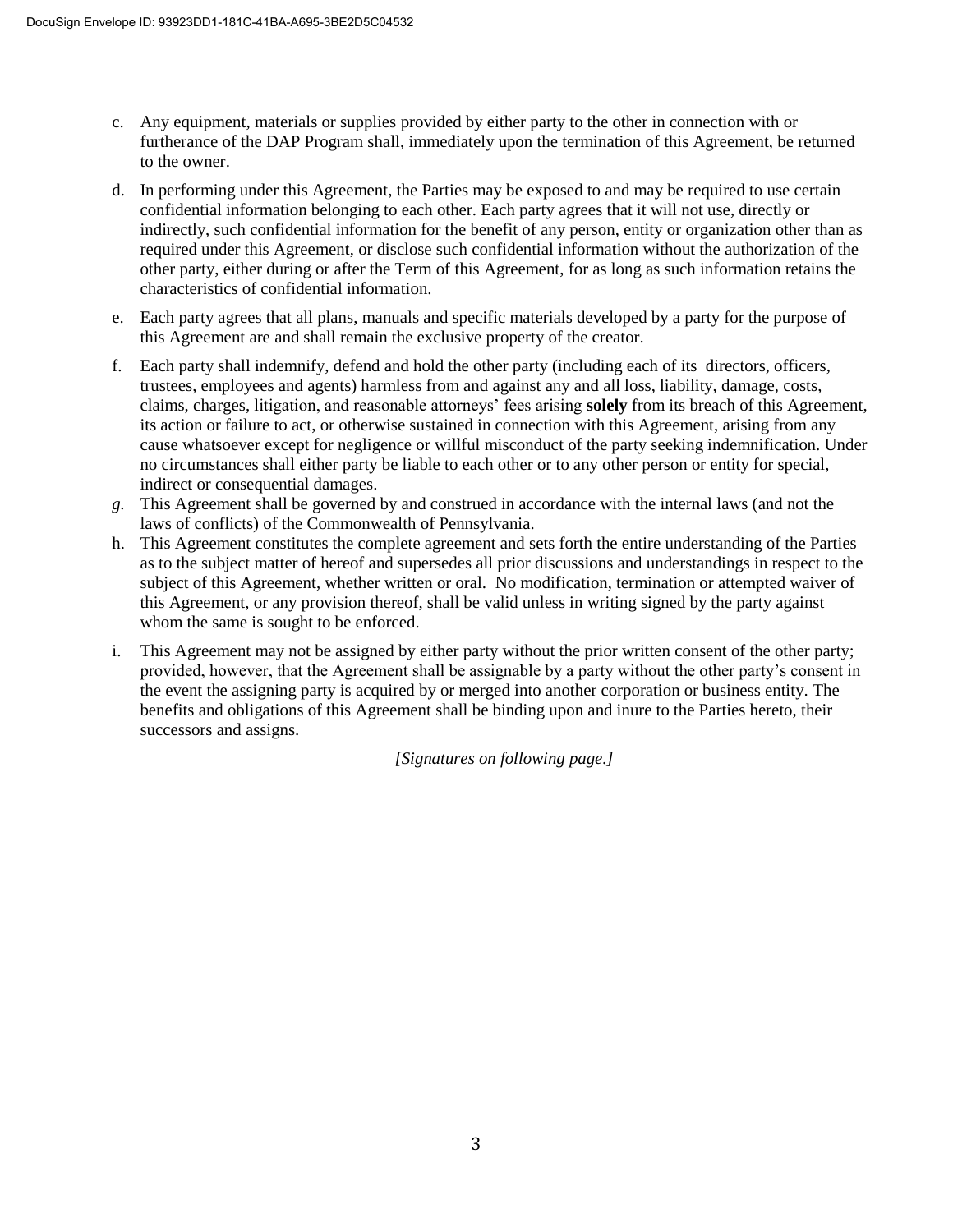c. Any equipment, materials or supplies provided by either party to the other in connection with or furtherance of the DAP Program shall, immediately upon the termination of this Agreement, be returned to the owner.

d. In performing under this Agreement, the Parties may be exposed to and may be required to use certain confidential information belonging to each other. Each party agrees that it will not use, directly or indirectly, such confidential information for the benefit of any person, entity or organization other than as required under this Agreement, or disclose such confidential information without the authorization of the other party, either during or after the Term of this Agreement, for as long as such information retains the characteristics of confidential information.

e. Each party agrees that all plans, manuals and specific materials developed by a party for the purpose of this Agreement are and shall remain the exclusive property of the creator.

f. Each party shall indemnify, defend and hold the other party (including each of its directors, officers, trustees, employees and agents) harmless from and against any and all loss, liability, damage, costs, claims, charges, litigation, and reasonable attorneys' fees arising **solely** from its breach of this Agreement, its action or failure to act, or otherwise sustained in connection with this Agreement, arising from any cause whatsoever except for negligence or willful misconduct of the party seeking indemnification. Under no circumstances shall either party be liable to each other or to any other person or entity for special, indirect or consequential damages.

*g.* This Agreement shall be governed by and construed in accordance with the internal laws (and not the laws of conflicts) of the Commonwealth of Pennsylvania.

h. This Agreement constitutes the complete agreement and sets forth the entire understanding of the Parties as to the subject matter of hereof and supersedes all prior discussions and understandings in respect to the subject of this Agreement, whether written or oral. No modification, termination or attempted waiver of this Agreement, or any provision thereof, shall be valid unless in writing signed by the party against whom the same is sought to be enforced.

i. This Agreement may not be assigned by either party without the prior written consent of the other party; provided, however, that the Agreement shall be assignable by a party without the other party's consent in the event the assigning party is acquired by or merged into another corporation or business entity. The benefits and obligations of this Agreement shall be binding upon and inure to the Parties hereto, their successors and assigns.

*[Signatures on following page.]*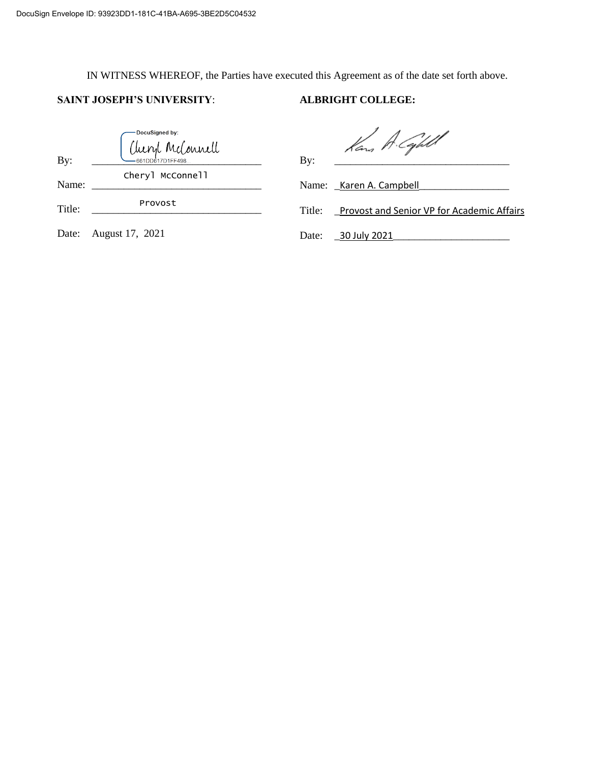DocuSign Envelope ID: 93923DD1-181C-41BA-A695-3BE2D5C04532

IN WITNESS WHEREOF, the Parties have executed this Agreement as of the date set forth above.

**SAINT JOSEPH'S UNIVERSITY**:

By: DocuSigned by: Cheryl McConnell 661DD617D1FF498

Name: Cheryl McConnell

Title: Provost

Date: August 17, 2021

**ALBRIGHT COLLEGE:**

By: Karen A. Campbell

Name: Karen A. Campbell

Title: Provost and Senior VP for Academic Affairs

Date: 30 July 2021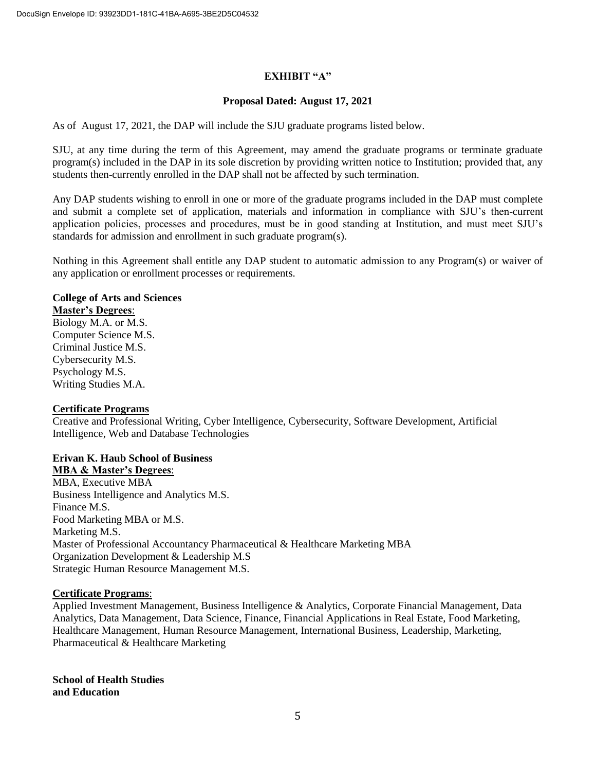# EXHIBIT "A"

## Proposal Dated: August 17, 2021

As of August 17, 2021, the DAP will include the SJU graduate programs listed below.

SJU, at any time during the term of this Agreement, may amend the graduate programs or terminate graduate program(s) included in the DAP in its sole discretion by providing written notice to Institution; provided that, any students then-currently enrolled in the DAP shall not be affected by such termination.

Any DAP students wishing to enroll in one or more of the graduate programs included in the DAP must complete and submit a complete set of application, materials and information in compliance with SJU's then-current application policies, processes and procedures, must be in good standing at Institution, and must meet SJU's standards for admission and enrollment in such graduate program(s).

Nothing in this Agreement shall entitle any DAP student to automatic admission to any Program(s) or waiver of any application or enrollment processes or requirements.

**College of Arts and Sciences**

**Master's Degrees**:

Biology M.A. or M.S.
Computer Science M.S.
Criminal Justice M.S.
Cybersecurity M.S.
Psychology M.S.
Writing Studies M.A.

**Certificate Programs**

Creative and Professional Writing, Cyber Intelligence, Cybersecurity, Software Development, Artificial Intelligence, Web and Database Technologies

**Erivan K. Haub School of Business**

**MBA & Master's Degrees**:

MBA, Executive MBA
Business Intelligence and Analytics M.S.
Finance M.S.
Food Marketing MBA or M.S.
Marketing M.S.
Master of Professional Accountancy Pharmaceutical & Healthcare Marketing MBA
Organization Development & Leadership M.S
Strategic Human Resource Management M.S.

**Certificate Programs**:

Applied Investment Management, Business Intelligence & Analytics, Corporate Financial Management, Data Analytics, Data Management, Data Science, Finance, Financial Applications in Real Estate, Food Marketing, Healthcare Management, Human Resource Management, International Business, Leadership, Marketing, Pharmaceutical & Healthcare Marketing

**School of Health Studies and Education**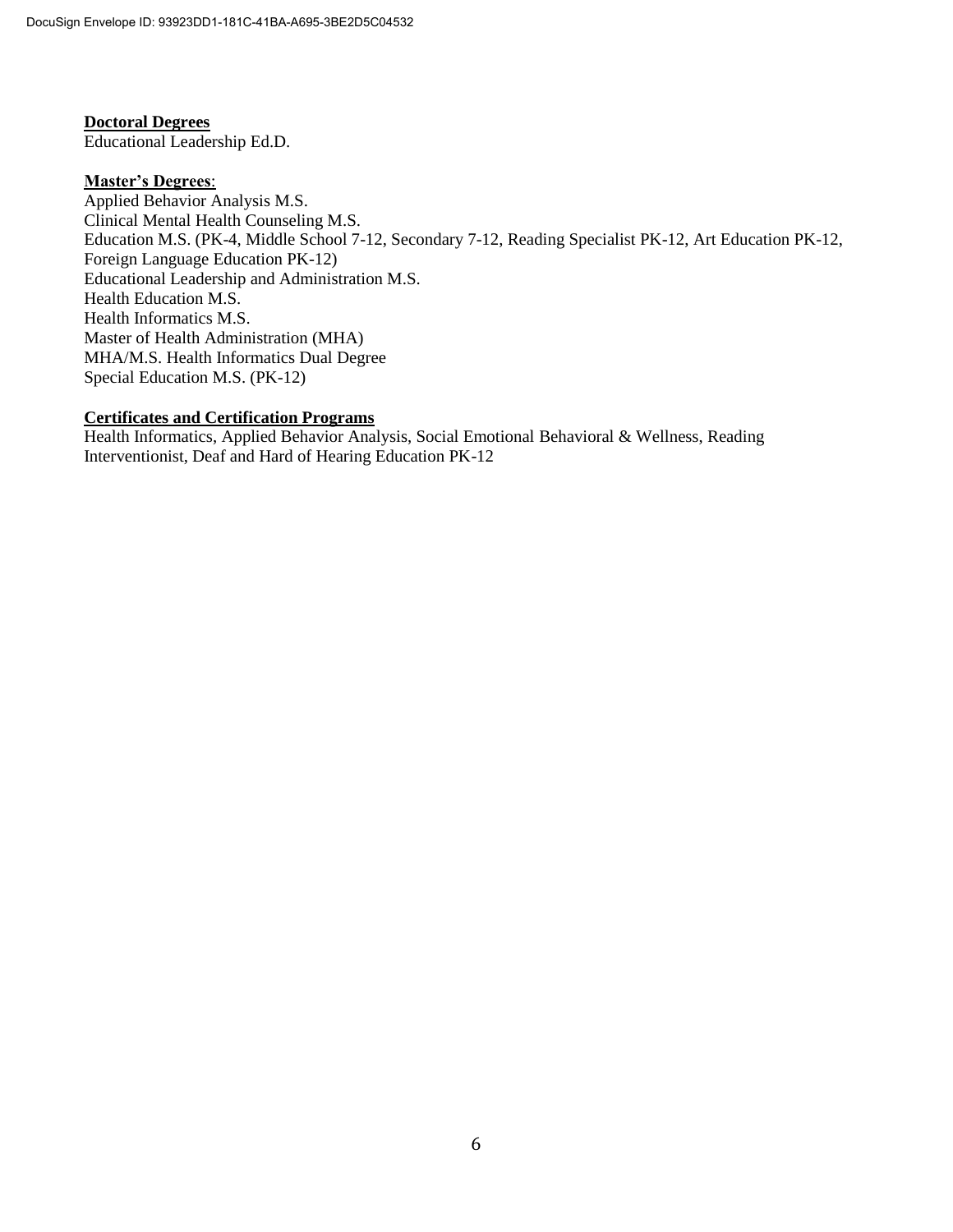**Doctoral Degrees**
Educational Leadership Ed.D.

**Master's Degrees**:
Applied Behavior Analysis M.S.
Clinical Mental Health Counseling M.S.
Education M.S. (PK-4, Middle School 7-12, Secondary 7-12, Reading Specialist PK-12, Art Education PK-12, Foreign Language Education PK-12)
Educational Leadership and Administration M.S.
Health Education M.S.
Health Informatics M.S.
Master of Health Administration (MHA)
MHA/M.S. Health Informatics Dual Degree
Special Education M.S. (PK-12)

**Certificates and Certification Programs**
Health Informatics, Applied Behavior Analysis, Social Emotional Behavioral & Wellness, Reading Interventionist, Deaf and Hard of Hearing Education PK-12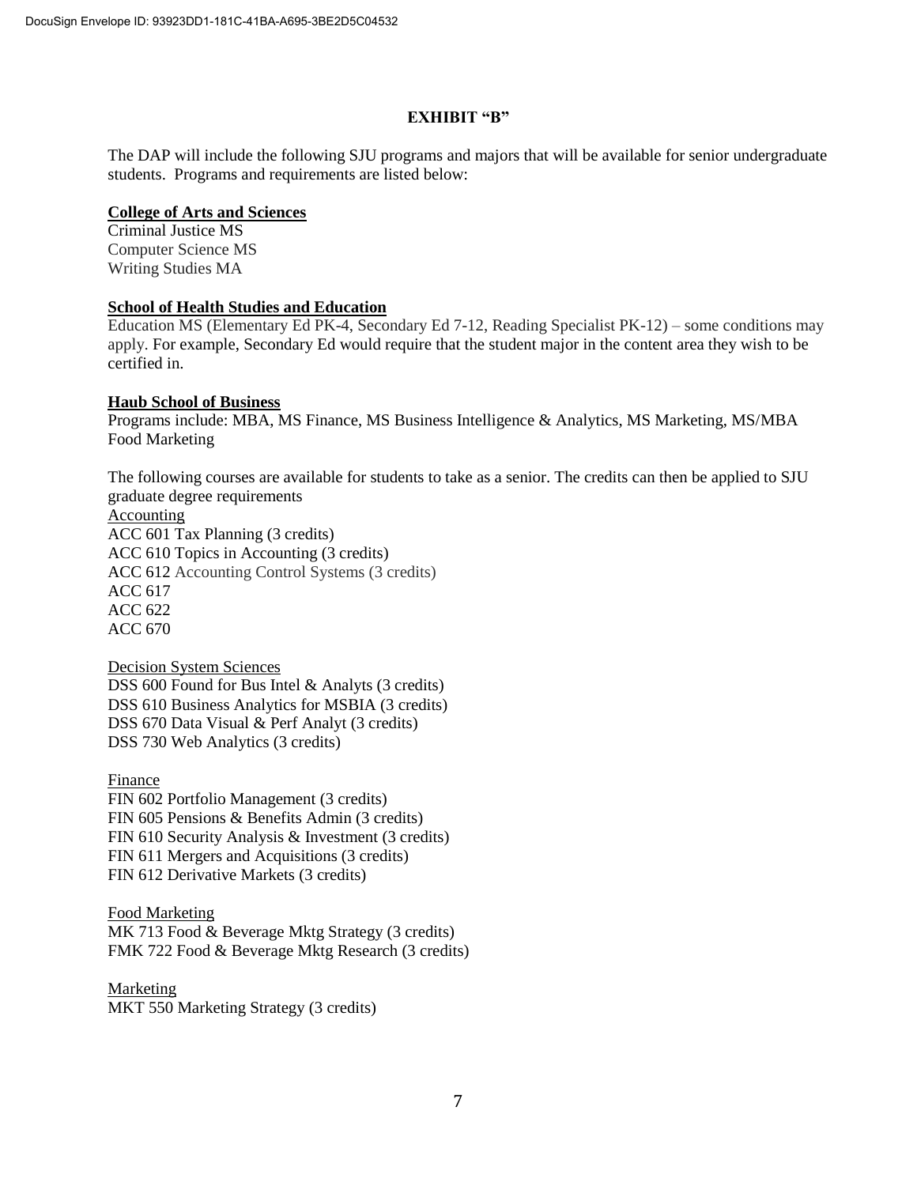## EXHIBIT "B"

The DAP will include the following SJU programs and majors that will be available for senior undergraduate students. Programs and requirements are listed below:

**College of Arts and Sciences**

Criminal Justice MS
Computer Science MS
Writing Studies MA

**School of Health Studies and Education**

Education MS (Elementary Ed PK-4, Secondary Ed 7-12, Reading Specialist PK-12) – some conditions may apply. For example, Secondary Ed would require that the student major in the content area they wish to be certified in.

**Haub School of Business**

Programs include: MBA, MS Finance, MS Business Intelligence & Analytics, MS Marketing, MS/MBA Food Marketing

The following courses are available for students to take as a senior. The credits can then be applied to SJU graduate degree requirements

Accounting
ACC 601 Tax Planning (3 credits)
ACC 610 Topics in Accounting (3 credits)
ACC 612 Accounting Control Systems (3 credits)
ACC 617
ACC 622
ACC 670

Decision System Sciences
DSS 600 Found for Bus Intel & Analyts (3 credits)
DSS 610 Business Analytics for MSBIA (3 credits)
DSS 670 Data Visual & Perf Analyt (3 credits)
DSS 730 Web Analytics (3 credits)

Finance
FIN 602 Portfolio Management (3 credits)
FIN 605 Pensions & Benefits Admin (3 credits)
FIN 610 Security Analysis & Investment (3 credits)
FIN 611 Mergers and Acquisitions (3 credits)
FIN 612 Derivative Markets (3 credits)

Food Marketing
MK 713 Food & Beverage Mktg Strategy (3 credits)
FMK 722 Food & Beverage Mktg Research (3 credits)

Marketing
MKT 550 Marketing Strategy (3 credits)